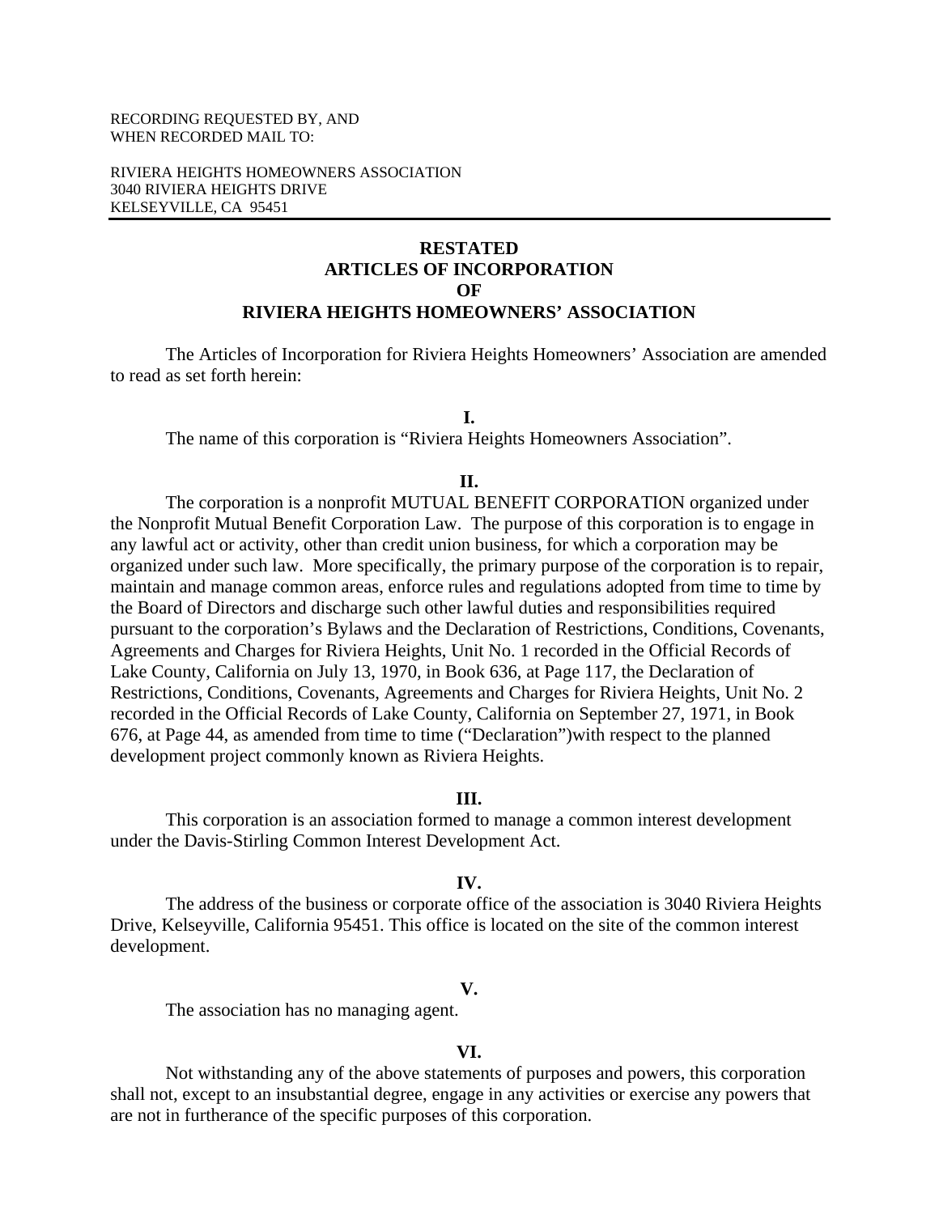RECORDING REQUESTED BY, AND
WHEN RECORDED MAIL TO:

RIVIERA HEIGHTS HOMEOWNERS ASSOCIATION
3040 RIVIERA HEIGHTS DRIVE
KELSEYVILLE, CA 95451

---

# RESTATED
# ARTICLES OF INCORPORATION
# OF
# RIVIERA HEIGHTS HOMEOWNERS' ASSOCIATION

The Articles of Incorporation for Riviera Heights Homeowners' Association are amended to read as set forth herein:

**I.**

The name of this corporation is "Riviera Heights Homeowners Association".

**II.**

The corporation is a nonprofit MUTUAL BENEFIT CORPORATION organized under the Nonprofit Mutual Benefit Corporation Law. The purpose of this corporation is to engage in any lawful act or activity, other than credit union business, for which a corporation may be organized under such law. More specifically, the primary purpose of the corporation is to repair, maintain and manage common areas, enforce rules and regulations adopted from time to time by the Board of Directors and discharge such other lawful duties and responsibilities required pursuant to the corporation's Bylaws and the Declaration of Restrictions, Conditions, Covenants, Agreements and Charges for Riviera Heights, Unit No. 1 recorded in the Official Records of Lake County, California on July 13, 1970, in Book 636, at Page 117, the Declaration of Restrictions, Conditions, Covenants, Agreements and Charges for Riviera Heights, Unit No. 2 recorded in the Official Records of Lake County, California on September 27, 1971, in Book 676, at Page 44, as amended from time to time ("Declaration")with respect to the planned development project commonly known as Riviera Heights.

**III.**

This corporation is an association formed to manage a common interest development under the Davis-Stirling Common Interest Development Act.

**IV.**

The address of the business or corporate office of the association is 3040 Riviera Heights Drive, Kelseyville, California 95451. This office is located on the site of the common interest development.

**V.**

The association has no managing agent.

**VI.**

Not withstanding any of the above statements of purposes and powers, this corporation shall not, except to an insubstantial degree, engage in any activities or exercise any powers that are not in furtherance of the specific purposes of this corporation.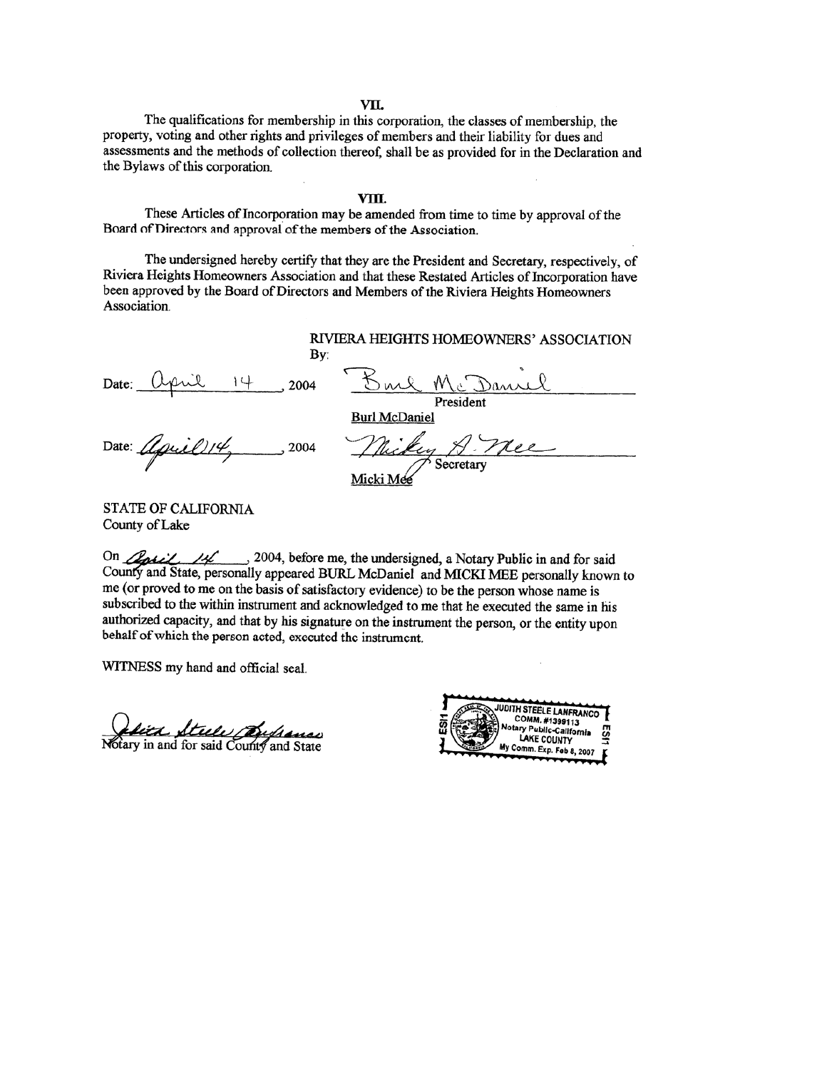## VII.

The qualifications for membership in this corporation, the classes of membership, the property, voting and other rights and privileges of members and their liability for dues and assessments and the methods of collection thereof, shall be as provided for in the Declaration and the Bylaws of this corporation.

## VIII.

These Articles of Incorporation may be amended from time to time by approval of the Board of Directors and approval of the members of the Association.

The undersigned hereby certify that they are the President and Secretary, respectively, of Riviera Heights Homeowners Association and that these Restated Articles of Incorporation have been approved by the Board of Directors and Members of the Riviera Heights Homeowners Association.

RIVIERA HEIGHTS HOMEOWNERS' ASSOCIATION
By:

Date: April 14, 2004 — Burl McDaniel
President
Burl McDaniel

Date: April 14, 2004 — Micky A. Mee
Secretary
Micki Mee

STATE OF CALIFORNIA
County of Lake

On April 14, 2004, before me, the undersigned, a Notary Public in and for said County and State, personally appeared BURL McDaniel and MICKI MEE personally known to me (or proved to me on the basis of satisfactory evidence) to be the person whose name is subscribed to the within instrument and acknowledged to me that he executed the same in his authorized capacity, and that by his signature on the instrument the person, or the entity upon behalf of which the person acted, executed the instrument.

WITNESS my hand and official seal.

Judith Steele Lanfranco
Notary in and for said County and State

JUDITH STEELE LANFRANCO
COMM. #1399113
Notary Public-California
LAKE COUNTY
My Comm. Exp. Feb 8, 2007